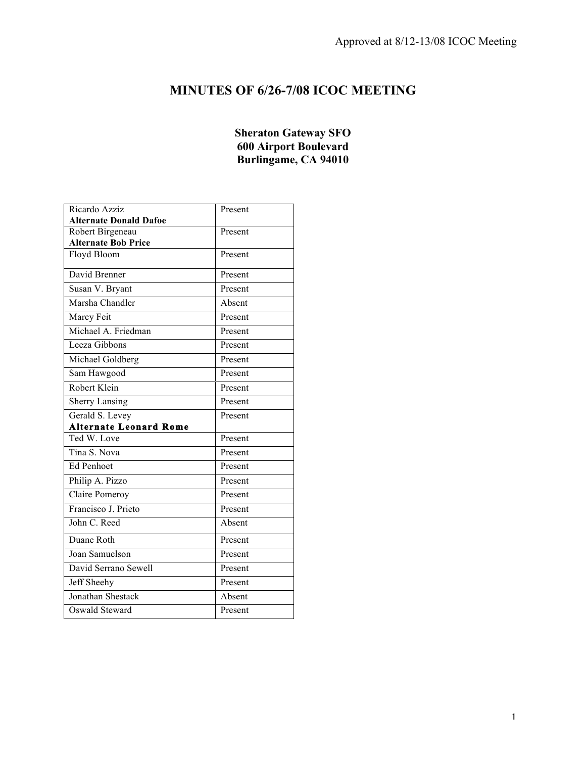Approved at 8/12-13/08 ICOC Meeting

# MINUTES OF 6/26-7/08 ICOC MEETING

**Sheraton Gateway SFO**
**600 Airport Boulevard**
**Burlingame, CA 94010**

| Name | Status |
|---|---|
| Ricardo Azziz **Alternate Donald Dafoe** | Present |
| Robert Birgeneau **Alternate Bob Price** | Present |
| Floyd Bloom | Present |
| David Brenner | Present |
| Susan V. Bryant | Present |
| Marsha Chandler | Absent |
| Marcy Feit | Present |
| Michael A. Friedman | Present |
| Leeza Gibbons | Present |
| Michael Goldberg | Present |
| Sam Hawgood | Present |
| Robert Klein | Present |
| Sherry Lansing | Present |
| Gerald S. Levey **Alternate Leonard Rome** | Present |
| Ted W. Love | Present |
| Tina S. Nova | Present |
| Ed Penhoet | Present |
| Philip A. Pizzo | Present |
| Claire Pomeroy | Present |
| Francisco J. Prieto | Present |
| John C. Reed | Absent |
| Duane Roth | Present |
| Joan Samuelson | Present |
| David Serrano Sewell | Present |
| Jeff Sheehy | Present |
| Jonathan Shestack | Absent |
| Oswald Steward | Present |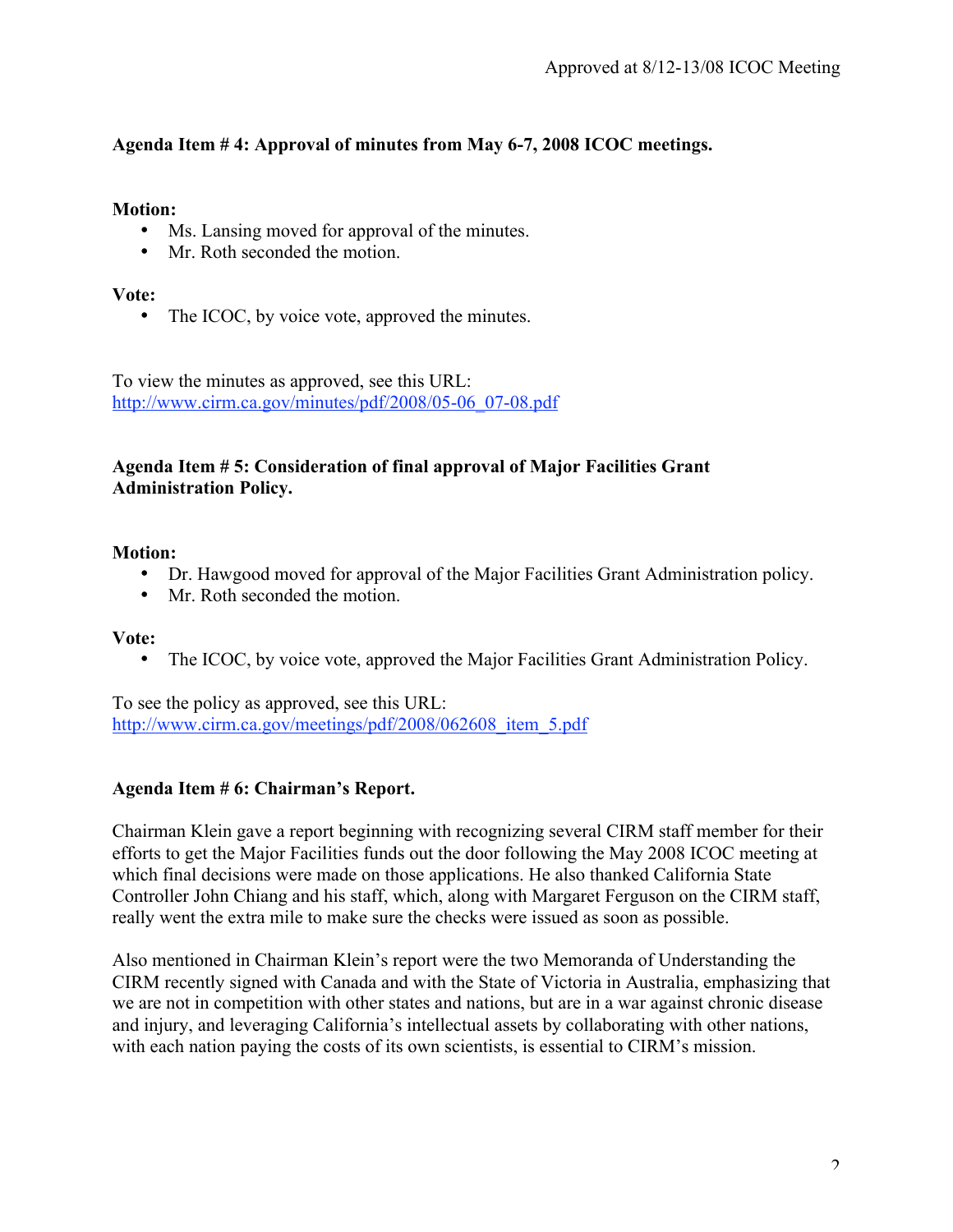**Agenda Item # 4: Approval of minutes from May 6-7, 2008 ICOC meetings.**

**Motion:**

- Ms. Lansing moved for approval of the minutes.
- Mr. Roth seconded the motion.

**Vote:**

- The ICOC, by voice vote, approved the minutes.

To view the minutes as approved, see this URL:
http://www.cirm.ca.gov/minutes/pdf/2008/05-06_07-08.pdf

**Agenda Item # 5: Consideration of final approval of Major Facilities Grant Administration Policy.**

**Motion:**

- Dr. Hawgood moved for approval of the Major Facilities Grant Administration policy.
- Mr. Roth seconded the motion.

**Vote:**

- The ICOC, by voice vote, approved the Major Facilities Grant Administration Policy.

To see the policy as approved, see this URL:
http://www.cirm.ca.gov/meetings/pdf/2008/062608_item_5.pdf

**Agenda Item # 6: Chairman's Report.**

Chairman Klein gave a report beginning with recognizing several CIRM staff member for their efforts to get the Major Facilities funds out the door following the May 2008 ICOC meeting at which final decisions were made on those applications. He also thanked California State Controller John Chiang and his staff, which, along with Margaret Ferguson on the CIRM staff, really went the extra mile to make sure the checks were issued as soon as possible.

Also mentioned in Chairman Klein's report were the two Memoranda of Understanding the CIRM recently signed with Canada and with the State of Victoria in Australia, emphasizing that we are not in competition with other states and nations, but are in a war against chronic disease and injury, and leveraging California's intellectual assets by collaborating with other nations, with each nation paying the costs of its own scientists, is essential to CIRM's mission.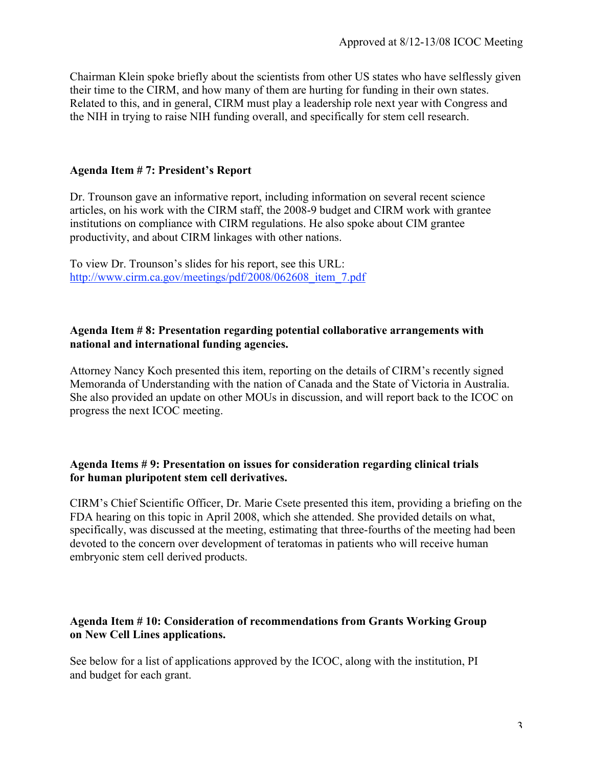Chairman Klein spoke briefly about the scientists from other US states who have selflessly given their time to the CIRM, and how many of them are hurting for funding in their own states. Related to this, and in general, CIRM must play a leadership role next year with Congress and the NIH in trying to raise NIH funding overall, and specifically for stem cell research.

**Agenda Item # 7: President's Report**

Dr. Trounson gave an informative report, including information on several recent science articles, on his work with the CIRM staff, the 2008-9 budget and CIRM work with grantee institutions on compliance with CIRM regulations. He also spoke about CIM grantee productivity, and about CIRM linkages with other nations.

To view Dr. Trounson's slides for his report, see this URL:
[http://www.cirm.ca.gov/meetings/pdf/2008/062608_item_7.pdf](http://www.cirm.ca.gov/meetings/pdf/2008/062608_item_7.pdf)

**Agenda Item # 8: Presentation regarding potential collaborative arrangements with national and international funding agencies.**

Attorney Nancy Koch presented this item, reporting on the details of CIRM's recently signed Memoranda of Understanding with the nation of Canada and the State of Victoria in Australia. She also provided an update on other MOUs in discussion, and will report back to the ICOC on progress the next ICOC meeting.

**Agenda Items # 9: Presentation on issues for consideration regarding clinical trials for human pluripotent stem cell derivatives.**

CIRM's Chief Scientific Officer, Dr. Marie Csete presented this item, providing a briefing on the FDA hearing on this topic in April 2008, which she attended. She provided details on what, specifically, was discussed at the meeting, estimating that three-fourths of the meeting had been devoted to the concern over development of teratomas in patients who will receive human embryonic stem cell derived products.

**Agenda Item # 10: Consideration of recommendations from Grants Working Group on New Cell Lines applications.**

See below for a list of applications approved by the ICOC, along with the institution, PI and budget for each grant.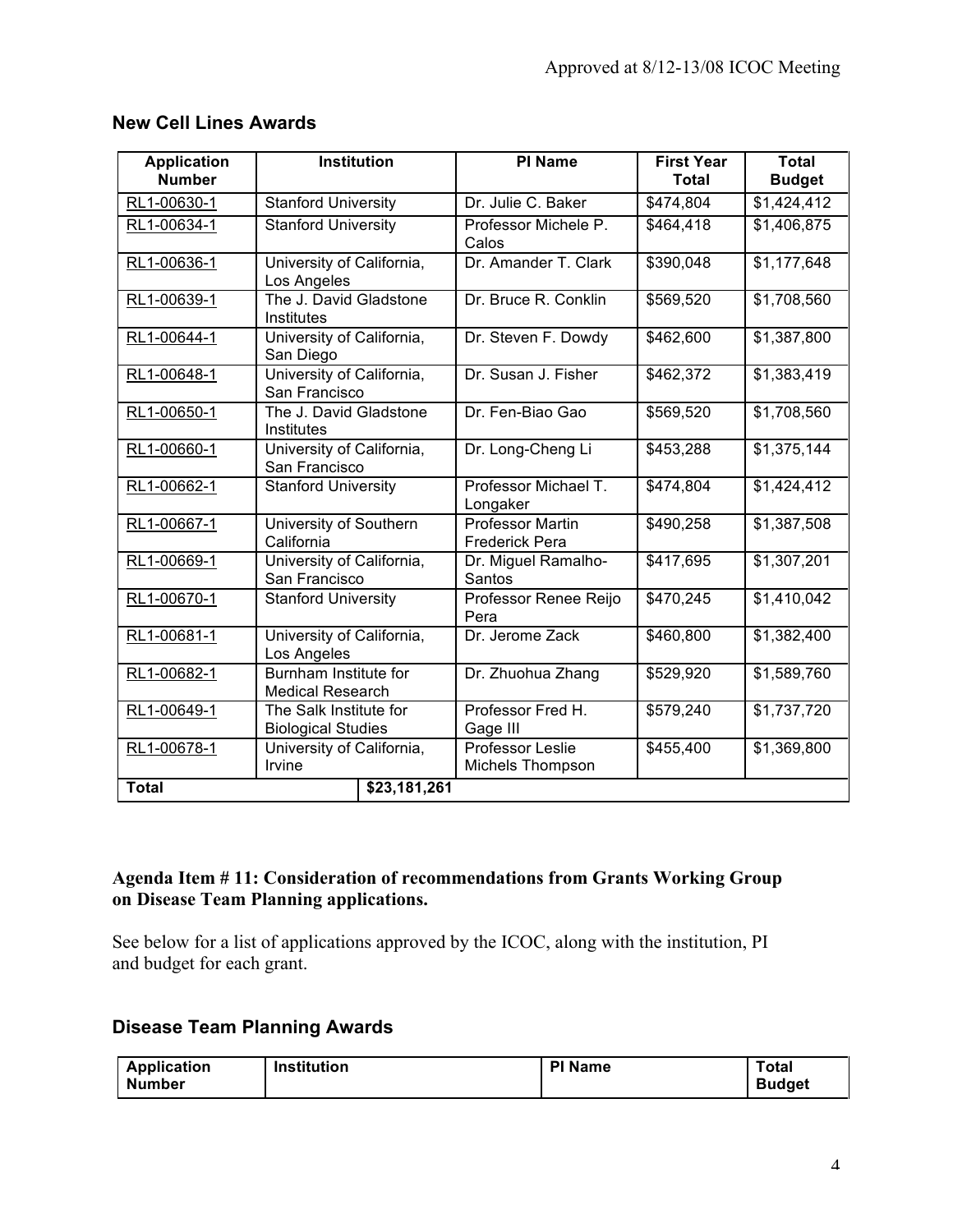## New Cell Lines Awards

| Application Number | Institution | PI Name | First Year Total | Total Budget |
|---|---|---|---|---|
| RL1-00630-1 | Stanford University | Dr. Julie C. Baker | $474,804 | $1,424,412 |
| RL1-00634-1 | Stanford University | Professor Michele P. Calos | $464,418 | $1,406,875 |
| RL1-00636-1 | University of California, Los Angeles | Dr. Amander T. Clark | $390,048 | $1,177,648 |
| RL1-00639-1 | The J. David Gladstone Institutes | Dr. Bruce R. Conklin | $569,520 | $1,708,560 |
| RL1-00644-1 | University of California, San Diego | Dr. Steven F. Dowdy | $462,600 | $1,387,800 |
| RL1-00648-1 | University of California, San Francisco | Dr. Susan J. Fisher | $462,372 | $1,383,419 |
| RL1-00650-1 | The J. David Gladstone Institutes | Dr. Fen-Biao Gao | $569,520 | $1,708,560 |
| RL1-00660-1 | University of California, San Francisco | Dr. Long-Cheng Li | $453,288 | $1,375,144 |
| RL1-00662-1 | Stanford University | Professor Michael T. Longaker | $474,804 | $1,424,412 |
| RL1-00667-1 | University of Southern California | Professor Martin Frederick Pera | $490,258 | $1,387,508 |
| RL1-00669-1 | University of California, San Francisco | Dr. Miguel Ramalho-Santos | $417,695 | $1,307,201 |
| RL1-00670-1 | Stanford University | Professor Renee Reijo Pera | $470,245 | $1,410,042 |
| RL1-00681-1 | University of California, Los Angeles | Dr. Jerome Zack | $460,800 | $1,382,400 |
| RL1-00682-1 | Burnham Institute for Medical Research | Dr. Zhuohua Zhang | $529,920 | $1,589,760 |
| RL1-00649-1 | The Salk Institute for Biological Studies | Professor Fred H. Gage III | $579,240 | $1,737,720 |
| RL1-00678-1 | University of California, Irvine | Professor Leslie Michels Thompson | $455,400 | $1,369,800 |
| **Total** | **$23,181,261** | | | |

**Agenda Item # 11: Consideration of recommendations from Grants Working Group on Disease Team Planning applications.**

See below for a list of applications approved by the ICOC, along with the institution, PI and budget for each grant.

## Disease Team Planning Awards

| Application Number | Institution | PI Name | Total Budget |
|---|---|---|---|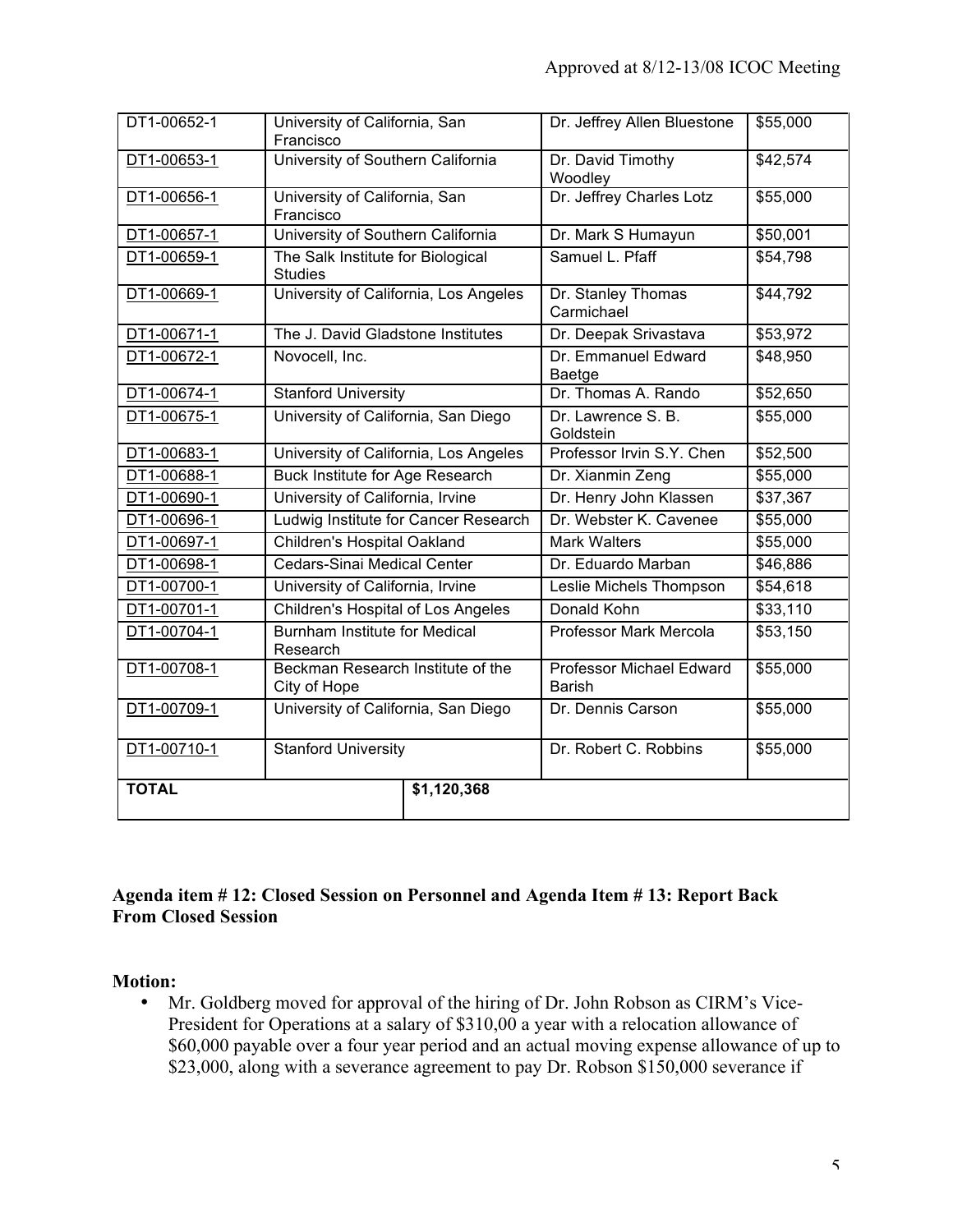| | | | |
|---|---|---|---|
| DT1-00652-1 | University of California, San Francisco | Dr. Jeffrey Allen Bluestone | $55,000 |
| DT1-00653-1 | University of Southern California | Dr. David Timothy Woodley | $42,574 |
| DT1-00656-1 | University of California, San Francisco | Dr. Jeffrey Charles Lotz | $55,000 |
| DT1-00657-1 | University of Southern California | Dr. Mark S Humayun | $50,001 |
| DT1-00659-1 | The Salk Institute for Biological Studies | Samuel L. Pfaff | $54,798 |
| DT1-00669-1 | University of California, Los Angeles | Dr. Stanley Thomas Carmichael | $44,792 |
| DT1-00671-1 | The J. David Gladstone Institutes | Dr. Deepak Srivastava | $53,972 |
| DT1-00672-1 | Novocell, Inc. | Dr. Emmanuel Edward Baetge | $48,950 |
| DT1-00674-1 | Stanford University | Dr. Thomas A. Rando | $52,650 |
| DT1-00675-1 | University of California, San Diego | Dr. Lawrence S. B. Goldstein | $55,000 |
| DT1-00683-1 | University of California, Los Angeles | Professor Irvin S.Y. Chen | $52,500 |
| DT1-00688-1 | Buck Institute for Age Research | Dr. Xianmin Zeng | $55,000 |
| DT1-00690-1 | University of California, Irvine | Dr. Henry John Klassen | $37,367 |
| DT1-00696-1 | Ludwig Institute for Cancer Research | Dr. Webster K. Cavenee | $55,000 |
| DT1-00697-1 | Children's Hospital Oakland | Mark Walters | $55,000 |
| DT1-00698-1 | Cedars-Sinai Medical Center | Dr. Eduardo Marban | $46,886 |
| DT1-00700-1 | University of California, Irvine | Leslie Michels Thompson | $54,618 |
| DT1-00701-1 | Children's Hospital of Los Angeles | Donald Kohn | $33,110 |
| DT1-00704-1 | Burnham Institute for Medical Research | Professor Mark Mercola | $53,150 |
| DT1-00708-1 | Beckman Research Institute of the City of Hope | Professor Michael Edward Barish | $55,000 |
| DT1-00709-1 | University of California, San Diego | Dr. Dennis Carson | $55,000 |
| DT1-00710-1 | Stanford University | Dr. Robert C. Robbins | $55,000 |
| **TOTAL** | **$1,120,368** | | |

**Agenda item # 12: Closed Session on Personnel and Agenda Item # 13: Report Back From Closed Session**

**Motion:**

- Mr. Goldberg moved for approval of the hiring of Dr. John Robson as CIRM's Vice-President for Operations at a salary of $310,00 a year with a relocation allowance of $60,000 payable over a four year period and an actual moving expense allowance of up to $23,000, along with a severance agreement to pay Dr. Robson $150,000 severance if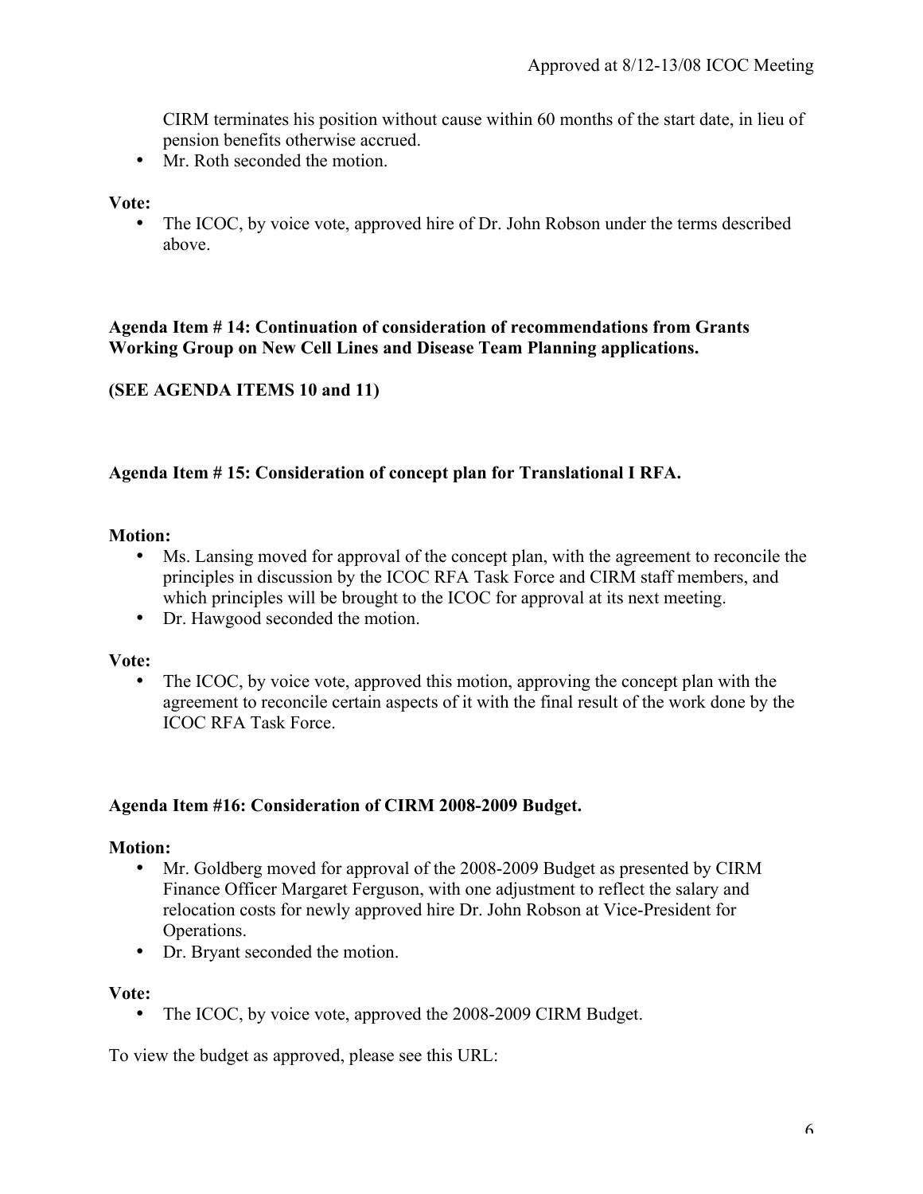CIRM terminates his position without cause within 60 months of the start date, in lieu of pension benefits otherwise accrued.

- Mr. Roth seconded the motion.

**Vote:**

- The ICOC, by voice vote, approved hire of Dr. John Robson under the terms described above.

**Agenda Item # 14: Continuation of consideration of recommendations from Grants Working Group on New Cell Lines and Disease Team Planning applications.**

**(SEE AGENDA ITEMS 10 and 11)**

**Agenda Item # 15: Consideration of concept plan for Translational I RFA.**

**Motion:**

- Ms. Lansing moved for approval of the concept plan, with the agreement to reconcile the principles in discussion by the ICOC RFA Task Force and CIRM staff members, and which principles will be brought to the ICOC for approval at its next meeting.
- Dr. Hawgood seconded the motion.

**Vote:**

- The ICOC, by voice vote, approved this motion, approving the concept plan with the agreement to reconcile certain aspects of it with the final result of the work done by the ICOC RFA Task Force.

**Agenda Item #16: Consideration of CIRM 2008-2009 Budget.**

**Motion:**

- Mr. Goldberg moved for approval of the 2008-2009 Budget as presented by CIRM Finance Officer Margaret Ferguson, with one adjustment to reflect the salary and relocation costs for newly approved hire Dr. John Robson at Vice-President for Operations.
- Dr. Bryant seconded the motion.

**Vote:**

- The ICOC, by voice vote, approved the 2008-2009 CIRM Budget.

To view the budget as approved, please see this URL: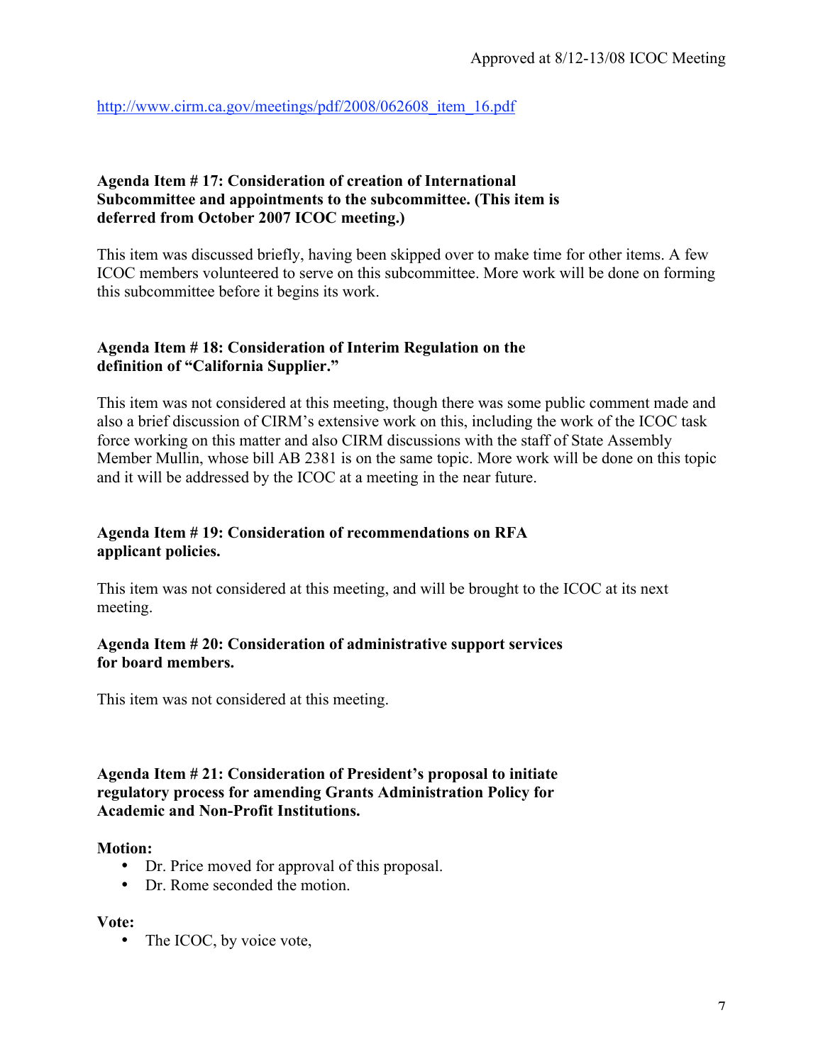http://www.cirm.ca.gov/meetings/pdf/2008/062608_item_16.pdf

**Agenda Item # 17: Consideration of creation of International Subcommittee and appointments to the subcommittee. (This item is deferred from October 2007 ICOC meeting.)**

This item was discussed briefly, having been skipped over to make time for other items. A few ICOC members volunteered to serve on this subcommittee. More work will be done on forming this subcommittee before it begins its work.

**Agenda Item # 18: Consideration of Interim Regulation on the definition of "California Supplier."**

This item was not considered at this meeting, though there was some public comment made and also a brief discussion of CIRM's extensive work on this, including the work of the ICOC task force working on this matter and also CIRM discussions with the staff of State Assembly Member Mullin, whose bill AB 2381 is on the same topic. More work will be done on this topic and it will be addressed by the ICOC at a meeting in the near future.

**Agenda Item # 19: Consideration of recommendations on RFA applicant policies.**

This item was not considered at this meeting, and will be brought to the ICOC at its next meeting.

**Agenda Item # 20: Consideration of administrative support services for board members.**

This item was not considered at this meeting.

**Agenda Item # 21: Consideration of President's proposal to initiate regulatory process for amending Grants Administration Policy for Academic and Non-Profit Institutions.**

**Motion:**

- Dr. Price moved for approval of this proposal.
- Dr. Rome seconded the motion.

**Vote:**

- The ICOC, by voice vote,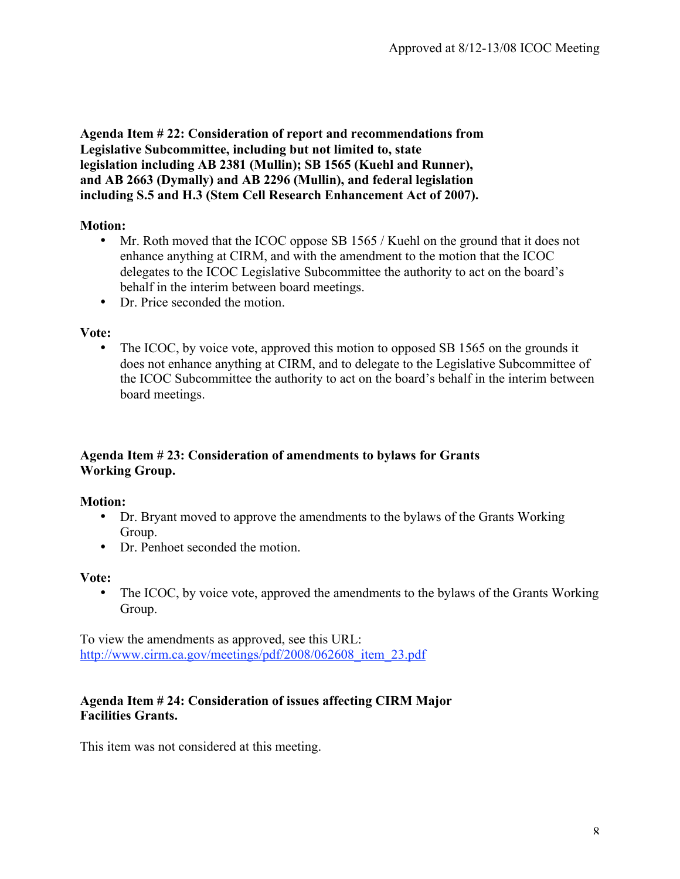**Agenda Item # 22: Consideration of report and recommendations from Legislative Subcommittee, including but not limited to, state legislation including AB 2381 (Mullin); SB 1565 (Kuehl and Runner), and AB 2663 (Dymally) and AB 2296 (Mullin), and federal legislation including S.5 and H.3 (Stem Cell Research Enhancement Act of 2007).**

**Motion:**

- Mr. Roth moved that the ICOC oppose SB 1565 / Kuehl on the ground that it does not enhance anything at CIRM, and with the amendment to the motion that the ICOC delegates to the ICOC Legislative Subcommittee the authority to act on the board's behalf in the interim between board meetings.
- Dr. Price seconded the motion.

**Vote:**

- The ICOC, by voice vote, approved this motion to opposed SB 1565 on the grounds it does not enhance anything at CIRM, and to delegate to the Legislative Subcommittee of the ICOC Subcommittee the authority to act on the board's behalf in the interim between board meetings.

**Agenda Item # 23: Consideration of amendments to bylaws for Grants Working Group.**

**Motion:**

- Dr. Bryant moved to approve the amendments to the bylaws of the Grants Working Group.
- Dr. Penhoet seconded the motion.

**Vote:**

- The ICOC, by voice vote, approved the amendments to the bylaws of the Grants Working Group.

To view the amendments as approved, see this URL:
http://www.cirm.ca.gov/meetings/pdf/2008/062608_item_23.pdf

**Agenda Item # 24: Consideration of issues affecting CIRM Major Facilities Grants.**

This item was not considered at this meeting.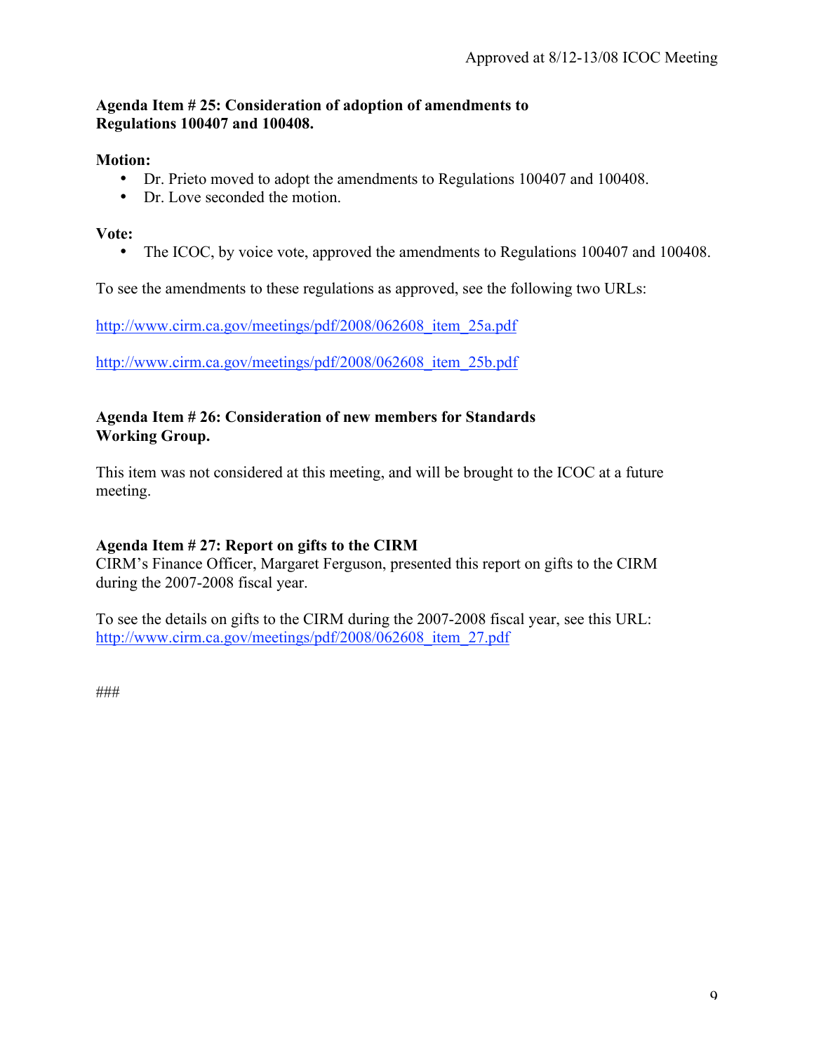**Agenda Item # 25: Consideration of adoption of amendments to Regulations 100407 and 100408.**

**Motion:**

- Dr. Prieto moved to adopt the amendments to Regulations 100407 and 100408.
- Dr. Love seconded the motion.

**Vote:**

- The ICOC, by voice vote, approved the amendments to Regulations 100407 and 100408.

To see the amendments to these regulations as approved, see the following two URLs:

http://www.cirm.ca.gov/meetings/pdf/2008/062608_item_25a.pdf

http://www.cirm.ca.gov/meetings/pdf/2008/062608_item_25b.pdf

**Agenda Item # 26: Consideration of new members for Standards Working Group.**

This item was not considered at this meeting, and will be brought to the ICOC at a future meeting.

**Agenda Item # 27: Report on gifts to the CIRM**

CIRM's Finance Officer, Margaret Ferguson, presented this report on gifts to the CIRM during the 2007-2008 fiscal year.

To see the details on gifts to the CIRM during the 2007-2008 fiscal year, see this URL: http://www.cirm.ca.gov/meetings/pdf/2008/062608_item_27.pdf

###